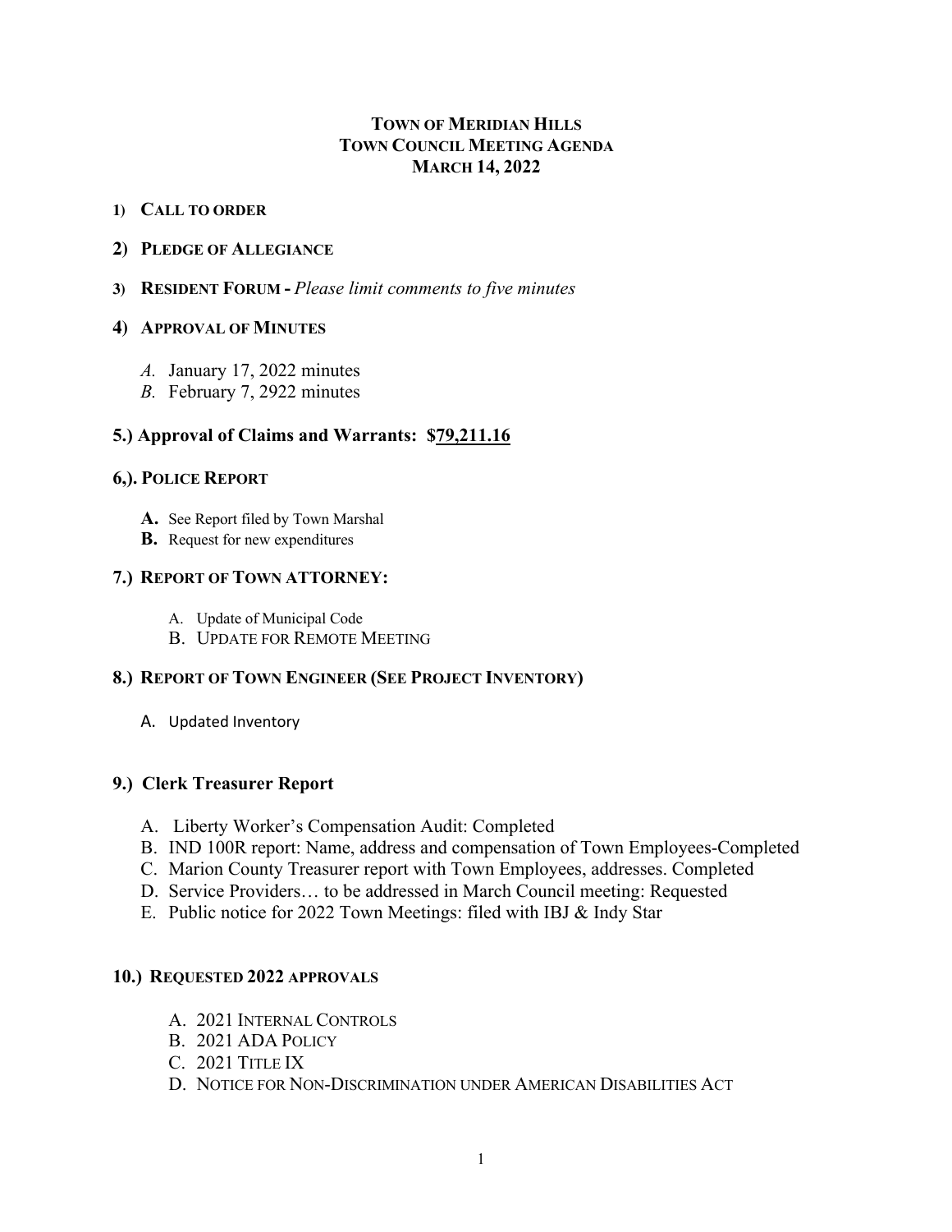# TOWN OF MERIDIAN HILLS
## TOWN COUNCIL MEETING AGENDA
## MARCH 14, 2022

1) **CALL TO ORDER**

2) **PLEDGE OF ALLEGIANCE**

3) **RESIDENT FORUM -** *Please limit comments to five minutes*

4) **APPROVAL OF MINUTES**

   *A.* January 17, 2022 minutes
   *B.* February 7, 2922 minutes

**5.) Approval of Claims and Warrants: $79,211.16**

**6,). POLICE REPORT**

   **A.** See Report filed by Town Marshal
   **B.** Request for new expenditures

**7.) REPORT OF TOWN ATTORNEY:**

   A. Update of Municipal Code
   B. UPDATE FOR REMOTE MEETING

**8.) REPORT OF TOWN ENGINEER (SEE PROJECT INVENTORY)**

   A. Updated Inventory

**9.) Clerk Treasurer Report**

   A. Liberty Worker's Compensation Audit: Completed
   B. IND 100R report: Name, address and compensation of Town Employees-Completed
   C. Marion County Treasurer report with Town Employees, addresses. Completed
   D. Service Providers… to be addressed in March Council meeting: Requested
   E. Public notice for 2022 Town Meetings: filed with IBJ & Indy Star

**10.) REQUESTED 2022 APPROVALS**

   A. 2021 INTERNAL CONTROLS
   B. 2021 ADA POLICY
   C. 2021 TITLE IX
   D. NOTICE FOR NON-DISCRIMINATION UNDER AMERICAN DISABILITIES ACT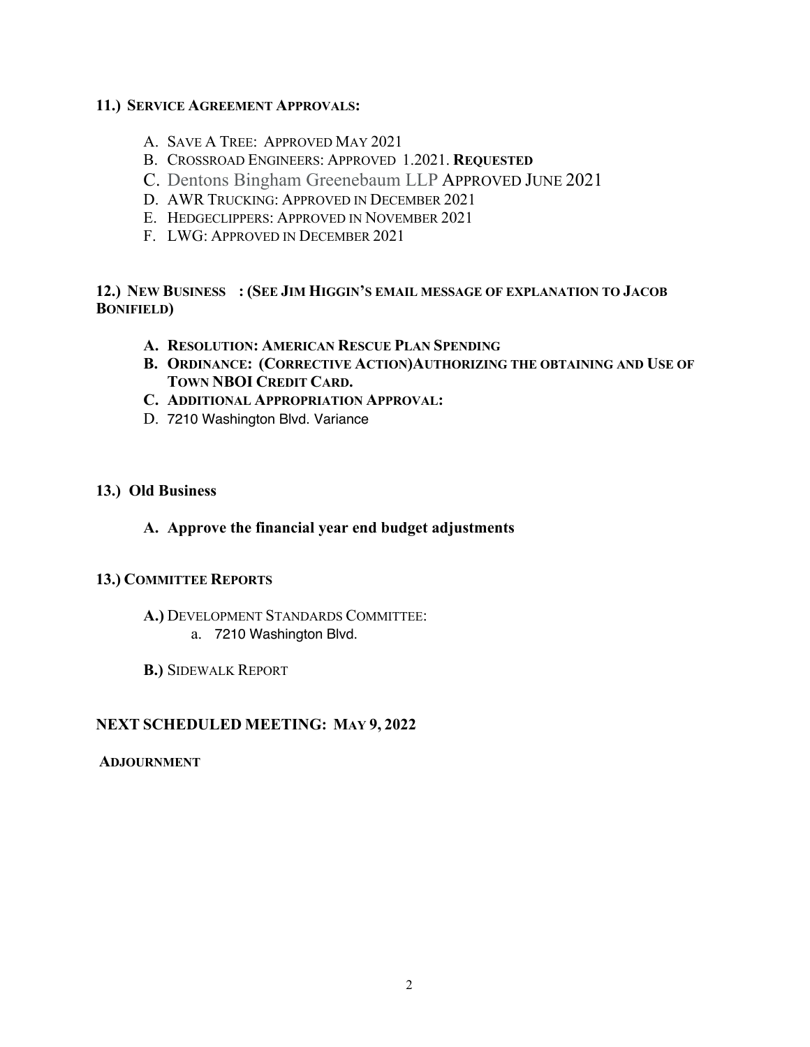**11.) SERVICE AGREEMENT APPROVALS:**

A. SAVE A TREE: APPROVED MAY 2021
B. CROSSROAD ENGINEERS: APPROVED 1.2021. **REQUESTED**
C. Dentons Bingham Greenebaum LLP APPROVED JUNE 2021
D. AWR TRUCKING: APPROVED IN DECEMBER 2021
E. HEDGECLIPPERS: APPROVED IN NOVEMBER 2021
F. LWG: APPROVED IN DECEMBER 2021

**12.) NEW BUSINESS : (SEE JIM HIGGIN'S EMAIL MESSAGE OF EXPLANATION TO JACOB BONIFIELD)**

**A. RESOLUTION: AMERICAN RESCUE PLAN SPENDING**
**B. ORDINANCE: (CORRECTIVE ACTION)AUTHORIZING THE OBTAINING AND USE OF TOWN NBOI CREDIT CARD.**
**C. ADDITIONAL APPROPRIATION APPROVAL:**
D. 7210 Washington Blvd. Variance

**13.) Old Business**

**A. Approve the financial year end budget adjustments**

**13.) COMMITTEE REPORTS**

**A.)** DEVELOPMENT STANDARDS COMMITTEE:
a. 7210 Washington Blvd.

**B.)** SIDEWALK REPORT

**NEXT SCHEDULED MEETING: MAY 9, 2022**

**ADJOURNMENT**